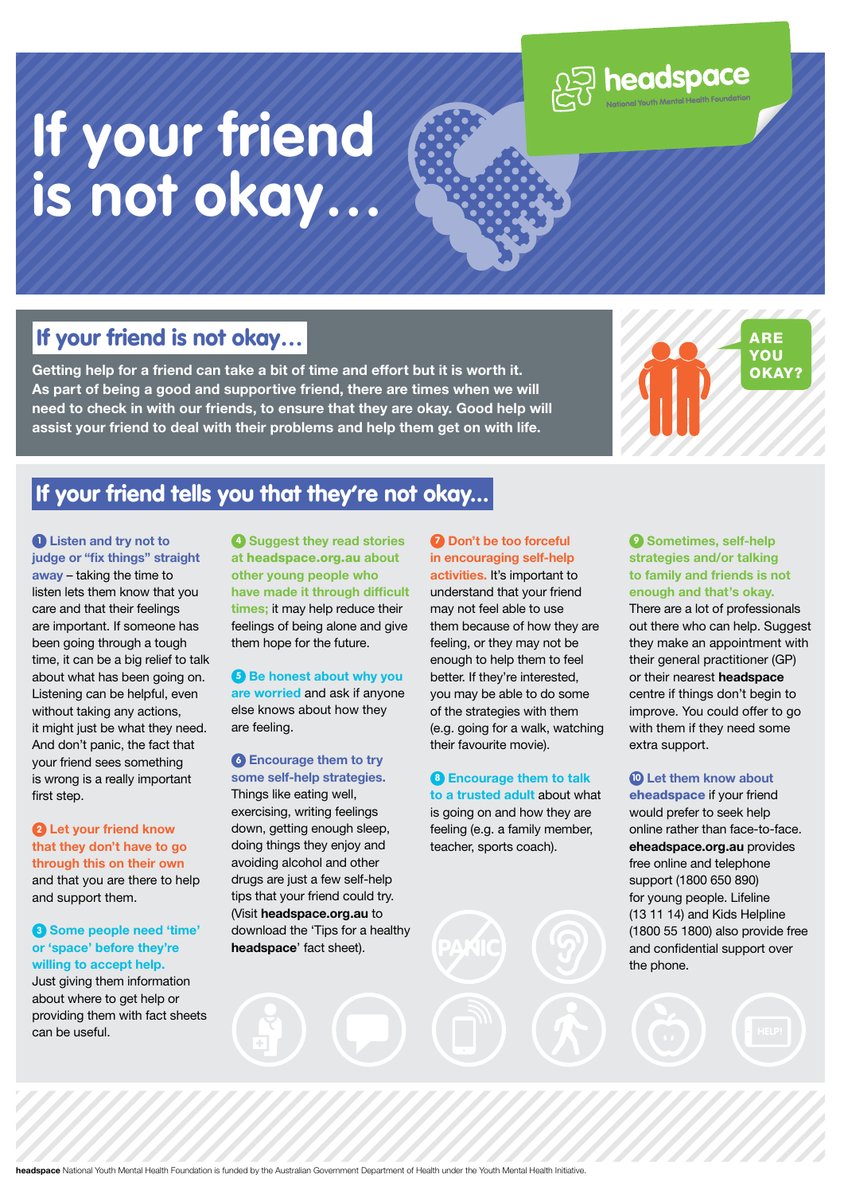# If your friend is not okay…

headspace
National Youth Mental Health Foundation

## If your friend is not okay…

**Getting help for a friend can take a bit of time and effort but it is worth it. As part of being a good and supportive friend, there are times when we will need to check in with our friends, to ensure that they are okay. Good help will assist your friend to deal with their problems and help them get on with life.**

ARE YOU OKAY?

## If your friend tells you that they're not okay…

**1 Listen and try not to judge or "fix things" straight away** – taking the time to listen lets them know that you care and that their feelings are important. If someone has been going through a tough time, it can be a big relief to talk about what has been going on. Listening can be helpful, even without taking any actions, it might just be what they need. And don't panic, the fact that your friend sees something is wrong is a really important first step.

**2 Let your friend know that they don't have to go through this on their own** and that you are there to help and support them.

**3 Some people need 'time' or 'space' before they're willing to accept help.** Just giving them information about where to get help or providing them with fact sheets can be useful.

**4 Suggest they read stories at headspace.org.au about other young people who have made it through difficult times;** it may help reduce their feelings of being alone and give them hope for the future.

**5 Be honest about why you are worried** and ask if anyone else knows about how they are feeling.

**6 Encourage them to try some self-help strategies.** Things like eating well, exercising, writing feelings down, getting enough sleep, doing things they enjoy and avoiding alcohol and other drugs are just a few self-help tips that your friend could try. (Visit **headspace.org.au** to download the 'Tips for a healthy **headspace**' fact sheet).

**7 Don't be too forceful in encouraging self-help activities.** It's important to understand that your friend may not feel able to use them because of how they are feeling, or they may not be enough to help them to feel better. If they're interested, you may be able to do some of the strategies with them (e.g. going for a walk, watching their favourite movie).

**8 Encourage them to talk to a trusted adult** about what is going on and how they are feeling (e.g. a family member, teacher, sports coach).

**9 Sometimes, self-help strategies and/or talking to family and friends is not enough and that's okay.** There are a lot of professionals out there who can help. Suggest they make an appointment with their general practitioner (GP) or their nearest **headspace** centre if things don't begin to improve. You could offer to go with them if they need some extra support.

**10 Let them know about eheadspace** if your friend would prefer to seek help online rather than face-to-face. **eheadspace.org.au** provides free online and telephone support (1800 650 890) for young people. Lifeline (13 11 14) and Kids Helpline (1800 55 1800) also provide free and confidential support over the phone.

**headspace** National Youth Mental Health Foundation is funded by the Australian Government Department of Health under the Youth Mental Health Initiative.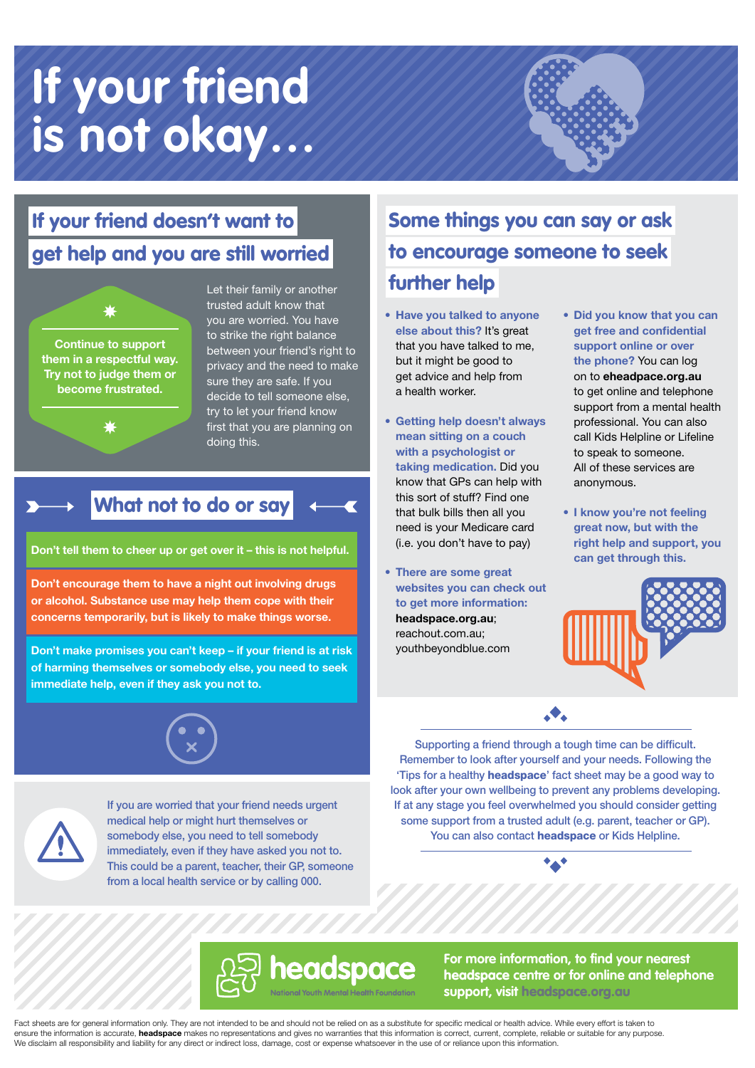# If your friend is not okay…

## If your friend doesn't want to get help and you are still worried

**Continue to support them in a respectful way. Try not to judge them or become frustrated.**

Let their family or another trusted adult know that you are worried. You have to strike the right balance between your friend's right to privacy and the need to make sure they are safe. If you decide to tell someone else, try to let your friend know first that you are planning on doing this.

## What not to do or say

**Don't tell them to cheer up or get over it – this is not helpful.**

**Don't encourage them to have a night out involving drugs or alcohol. Substance use may help them cope with their concerns temporarily, but is likely to make things worse.**

**Don't make promises you can't keep – if your friend is at risk of harming themselves or somebody else, you need to seek immediate help, even if they ask you not to.**

If you are worried that your friend needs urgent medical help or might hurt themselves or somebody else, you need to tell somebody immediately, even if they have asked you not to. This could be a parent, teacher, their GP, someone from a local health service or by calling 000.

## Some things you can say or ask to encourage someone to seek further help

- **Have you talked to anyone else about this?** It's great that you have talked to me, but it might be good to get advice and help from a health worker.
- **Getting help doesn't always mean sitting on a couch with a psychologist or taking medication.** Did you know that GPs can help with this sort of stuff? Find one that bulk bills then all you need is your Medicare card (i.e. you don't have to pay)
- **There are some great websites you can check out to get more information:** **headspace.org.au**; reachout.com.au; youthbeyondblue.com
- **Did you know that you can get free and confidential support online or over the phone?** You can log on to **eheadspace.org.au** to get online and telephone support from a mental health professional. You can also call Kids Helpline or Lifeline to speak to someone. All of these services are anonymous.
- **I know you're not feeling great now, but with the right help and support, you can get through this.**

Supporting a friend through a tough time can be difficult. Remember to look after yourself and your needs. Following the 'Tips for a healthy **headspace**' fact sheet may be a good way to look after your own wellbeing to prevent any problems developing. If at any stage you feel overwhelmed you should consider getting some support from a trusted adult (e.g. parent, teacher or GP). You can also contact **headspace** or Kids Helpline.

**headspace**
National Youth Mental Health Foundation

**For more information, to find your nearest headspace centre or for online and telephone support, visit headspace.org.au**

Fact sheets are for general information only. They are not intended to be and should not be relied on as a substitute for specific medical or health advice. While every effort is taken to ensure the information is accurate, **headspace** makes no representations and gives no warranties that this information is correct, current, complete, reliable or suitable for any purpose. We disclaim all responsibility and liability for any direct or indirect loss, damage, cost or expense whatsoever in the use of or reliance upon this information.